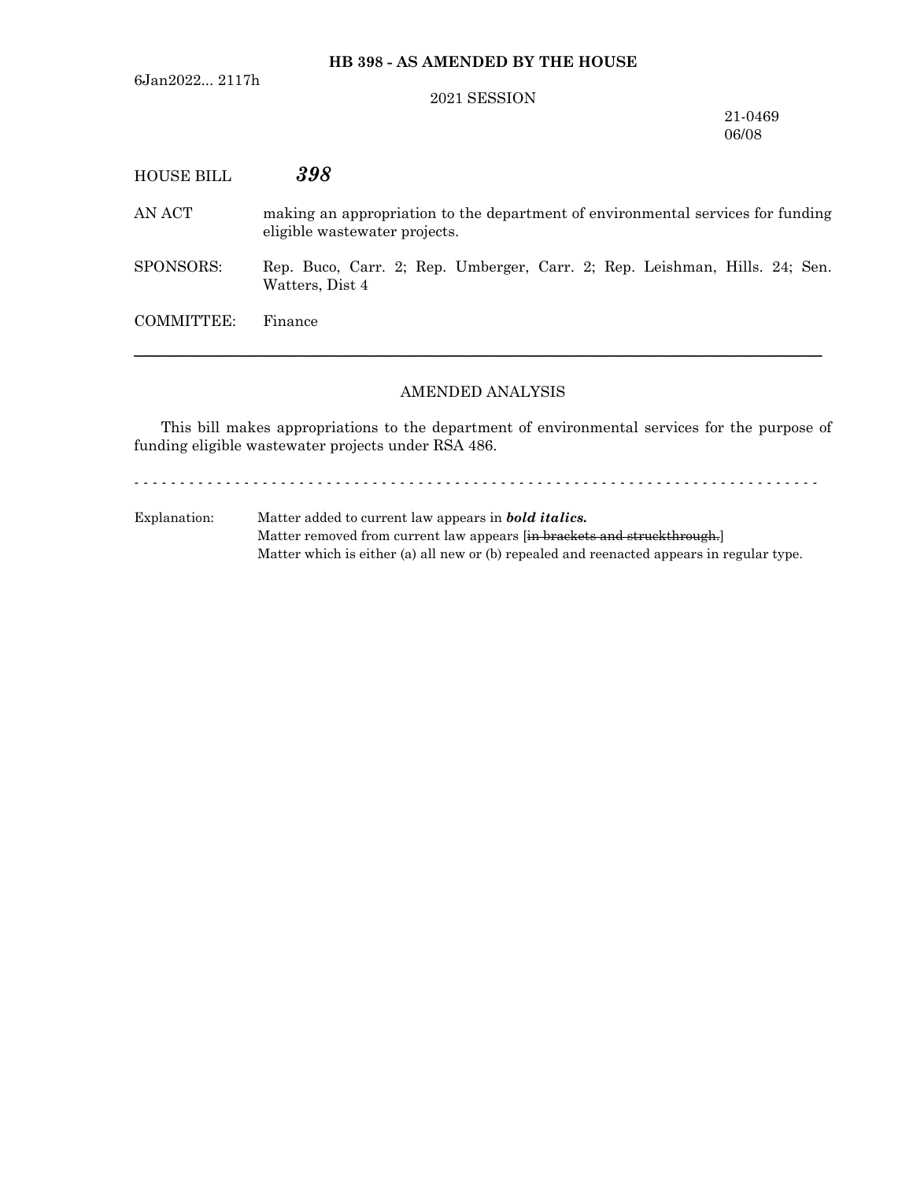**HB 398 - AS AMENDED BY THE HOUSE**

6Jan2022... 2117h

2021 SESSION

21-0469
06/08

HOUSE BILL ***398***

AN ACT making an appropriation to the department of environmental services for funding eligible wastewater projects.

SPONSORS: Rep. Buco, Carr. 2; Rep. Umberger, Carr. 2; Rep. Leishman, Hills. 24; Sen. Watters, Dist 4

COMMITTEE: Finance

---

AMENDED ANALYSIS

This bill makes appropriations to the department of environmental services for the purpose of funding eligible wastewater projects under RSA 486.

- - - - - - - - - - - - - - - - - - - - - - - - - - - - - - - - - - - - - - - - - - - - - - - - - - - - - - - - - - - - - - - - - - - - - - - - - - -

Explanation: Matter added to current law appears in ***bold italics.***
Matter removed from current law appears [~~in brackets and struckthrough.~~]
Matter which is either (a) all new or (b) repealed and reenacted appears in regular type.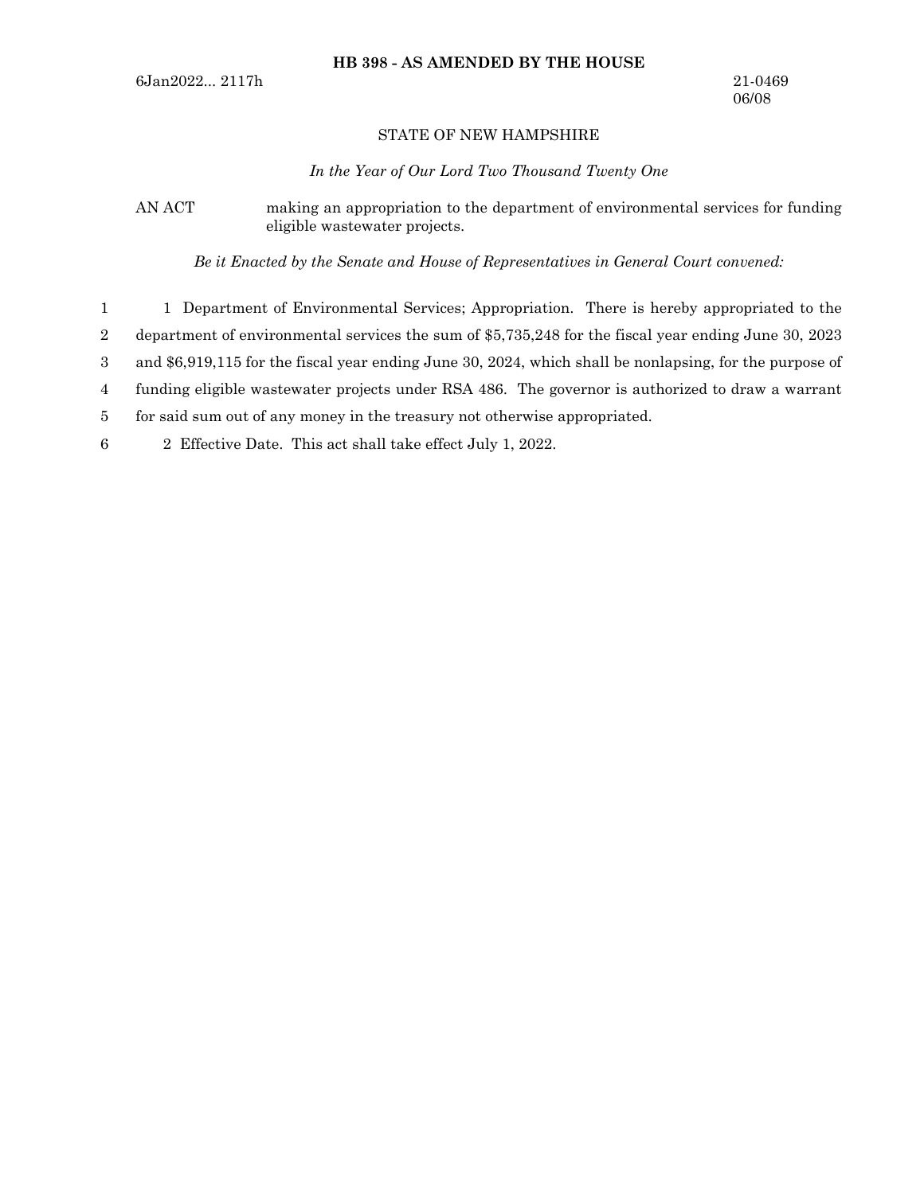**HB 398 - AS AMENDED BY THE HOUSE**

6Jan2022... 2117h

21-0469
06/08

STATE OF NEW HAMPSHIRE

*In the Year of Our Lord Two Thousand Twenty One*

AN ACT making an appropriation to the department of environmental services for funding eligible wastewater projects.

*Be it Enacted by the Senate and House of Representatives in General Court convened:*

1 Department of Environmental Services; Appropriation. There is hereby appropriated to the department of environmental services the sum of $5,735,248 for the fiscal year ending June 30, 2023 and $6,919,115 for the fiscal year ending June 30, 2024, which shall be nonlapsing, for the purpose of funding eligible wastewater projects under RSA 486. The governor is authorized to draw a warrant for said sum out of any money in the treasury not otherwise appropriated.

2 Effective Date. This act shall take effect July 1, 2022.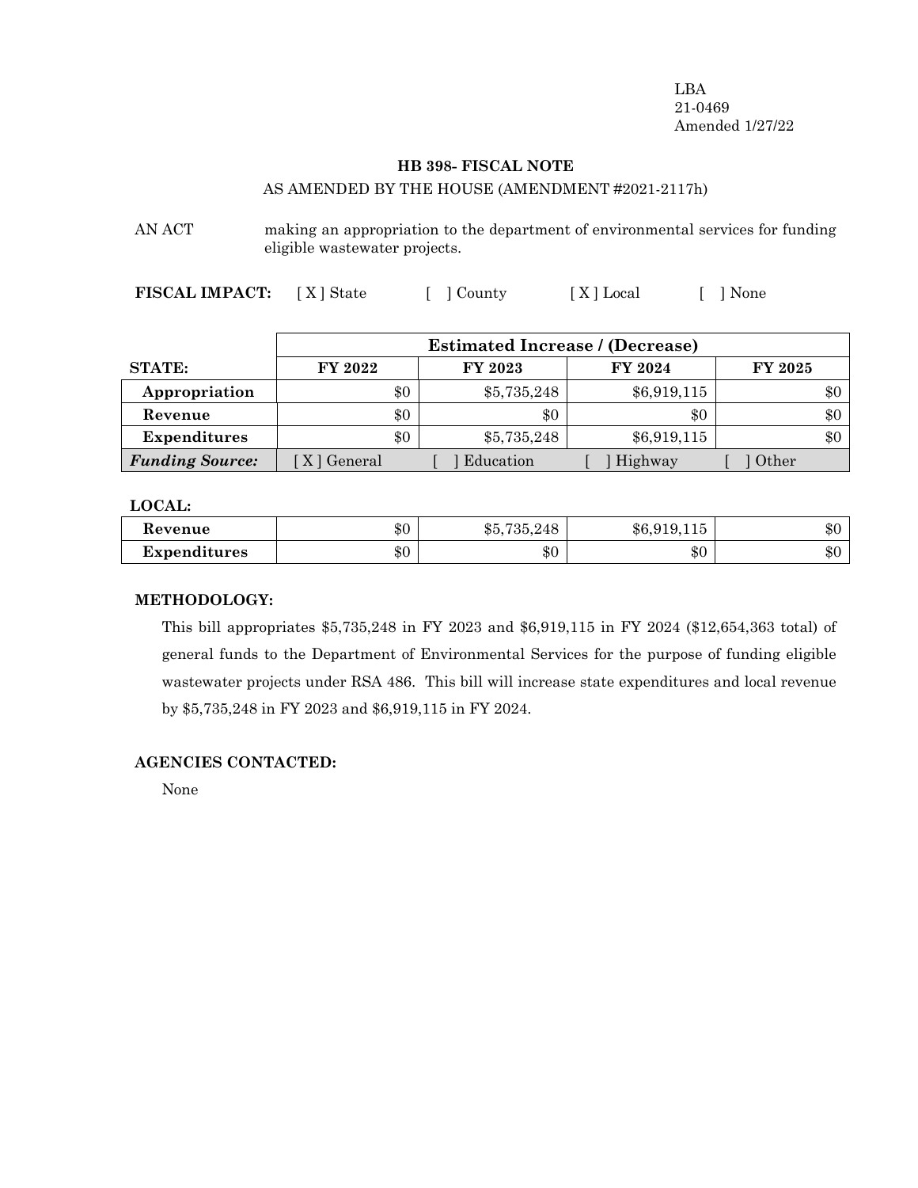LBA
21-0469
Amended 1/27/22

## HB 398- FISCAL NOTE

AS AMENDED BY THE HOUSE (AMENDMENT #2021-2117h)

AN ACT making an appropriation to the department of environmental services for funding eligible wastewater projects.

**FISCAL IMPACT:** [ X ] State [ ] County [ X ] Local [ ] None

| | Estimated Increase / (Decrease) | | | |
|---|---|---|---|---|
| **STATE:** | **FY 2022** | **FY 2023** | **FY 2024** | **FY 2025** |
| **Appropriation** | $0 | $5,735,248 | $6,919,115 | $0 |
| **Revenue** | $0 | $0 | $0 | $0 |
| **Expenditures** | $0 | $5,735,248 | $6,919,115 | $0 |
| ***Funding Source:*** | [ X ] General | [ ] Education | [ ] Highway | [ ] Other |

**LOCAL:**

| | | | | |
|---|---|---|---|---|
| **Revenue** | $0 | $5,735,248 | $6,919,115 | $0 |
| **Expenditures** | $0 | $0 | $0 | $0 |

**METHODOLOGY:**

This bill appropriates $5,735,248 in FY 2023 and $6,919,115 in FY 2024 ($12,654,363 total) of general funds to the Department of Environmental Services for the purpose of funding eligible wastewater projects under RSA 486. This bill will increase state expenditures and local revenue by $5,735,248 in FY 2023 and $6,919,115 in FY 2024.

**AGENCIES CONTACTED:**

None